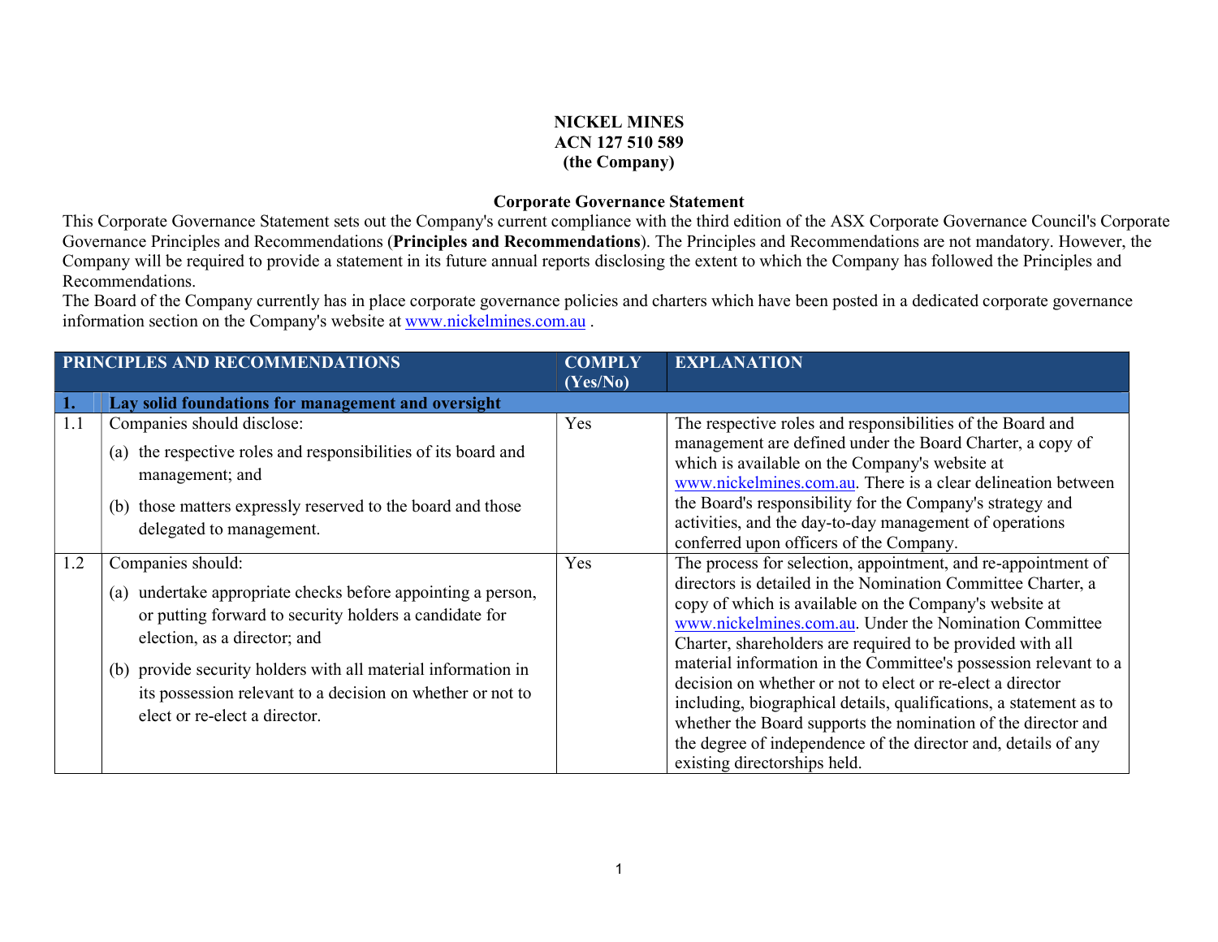**NICKEL MINES**
**ACN 127 510 589**
**(the Company)**

**Corporate Governance Statement**

This Corporate Governance Statement sets out the Company's current compliance with the third edition of the ASX Corporate Governance Council's Corporate Governance Principles and Recommendations (**Principles and Recommendations**). The Principles and Recommendations are not mandatory. However, the Company will be required to provide a statement in its future annual reports disclosing the extent to which the Company has followed the Principles and Recommendations.

The Board of the Company currently has in place corporate governance policies and charters which have been posted in a dedicated corporate governance information section on the Company's website at www.nickelmines.com.au .

| PRINCIPLES AND RECOMMENDATIONS | | COMPLY (Yes/No) | EXPLANATION |
|---|---|---|---|
| **1.** | **Lay solid foundations for management and oversight** | | |
| 1.1 | Companies should disclose:<br>(a) the respective roles and responsibilities of its board and management; and<br>(b) those matters expressly reserved to the board and those delegated to management. | Yes | The respective roles and responsibilities of the Board and management are defined under the Board Charter, a copy of which is available on the Company's website at www.nickelmines.com.au. There is a clear delineation between the Board's responsibility for the Company's strategy and activities, and the day-to-day management of operations conferred upon officers of the Company. |
| 1.2 | Companies should:<br>(a) undertake appropriate checks before appointing a person, or putting forward to security holders a candidate for election, as a director; and<br>(b) provide security holders with all material information in its possession relevant to a decision on whether or not to elect or re-elect a director. | Yes | The process for selection, appointment, and re-appointment of directors is detailed in the Nomination Committee Charter, a copy of which is available on the Company's website at www.nickelmines.com.au. Under the Nomination Committee Charter, shareholders are required to be provided with all material information in the Committee's possession relevant to a decision on whether or not to elect or re-elect a director including, biographical details, qualifications, a statement as to whether the Board supports the nomination of the director and the degree of independence of the director and, details of any existing directorships held. |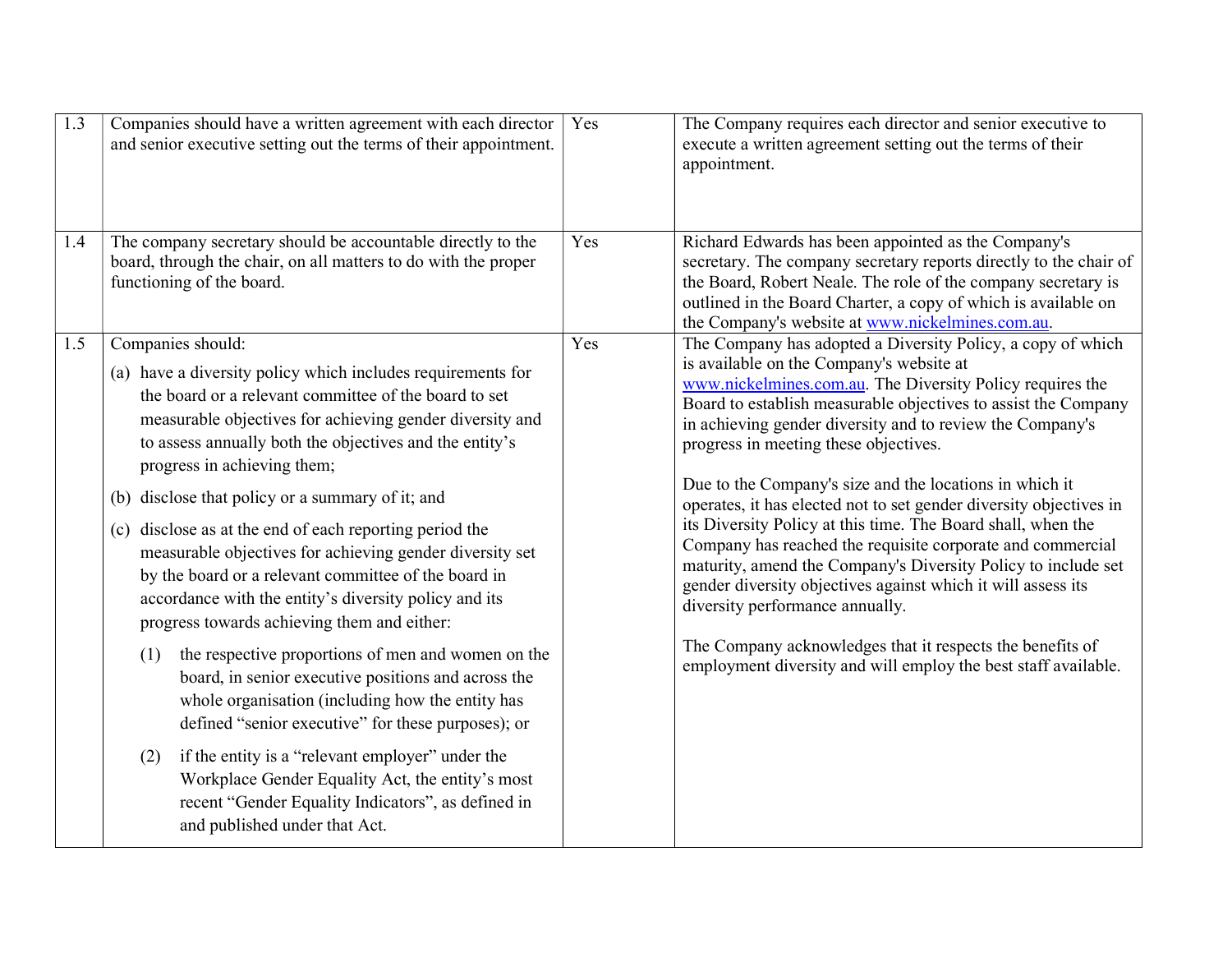| 1.3 | Companies should have a written agreement with each director and senior executive setting out the terms of their appointment. | Yes | The Company requires each director and senior executive to execute a written agreement setting out the terms of their appointment. |
|---|---|---|---|
| 1.4 | The company secretary should be accountable directly to the board, through the chair, on all matters to do with the proper functioning of the board. | Yes | Richard Edwards has been appointed as the Company's secretary. The company secretary reports directly to the chair of the Board, Robert Neale. The role of the company secretary is outlined in the Board Charter, a copy of which is available on the Company's website at www.nickelmines.com.au. |
| 1.5 | Companies should:<br><br>(a) have a diversity policy which includes requirements for the board or a relevant committee of the board to set measurable objectives for achieving gender diversity and to assess annually both the objectives and the entity's progress in achieving them;<br><br>(b) disclose that policy or a summary of it; and<br><br>(c) disclose as at the end of each reporting period the measurable objectives for achieving gender diversity set by the board or a relevant committee of the board in accordance with the entity's diversity policy and its progress towards achieving them and either:<br><br>(1) the respective proportions of men and women on the board, in senior executive positions and across the whole organisation (including how the entity has defined "senior executive" for these purposes); or<br><br>(2) if the entity is a "relevant employer" under the Workplace Gender Equality Act, the entity's most recent "Gender Equality Indicators", as defined in and published under that Act. | Yes | The Company has adopted a Diversity Policy, a copy of which is available on the Company's website at www.nickelmines.com.au. The Diversity Policy requires the Board to establish measurable objectives to assist the Company in achieving gender diversity and to review the Company's progress in meeting these objectives.<br><br>Due to the Company's size and the locations in which it operates, it has elected not to set gender diversity objectives in its Diversity Policy at this time. The Board shall, when the Company has reached the requisite corporate and commercial maturity, amend the Company's Diversity Policy to include set gender diversity objectives against which it will assess its diversity performance annually.<br><br>The Company acknowledges that it respects the benefits of employment diversity and will employ the best staff available. |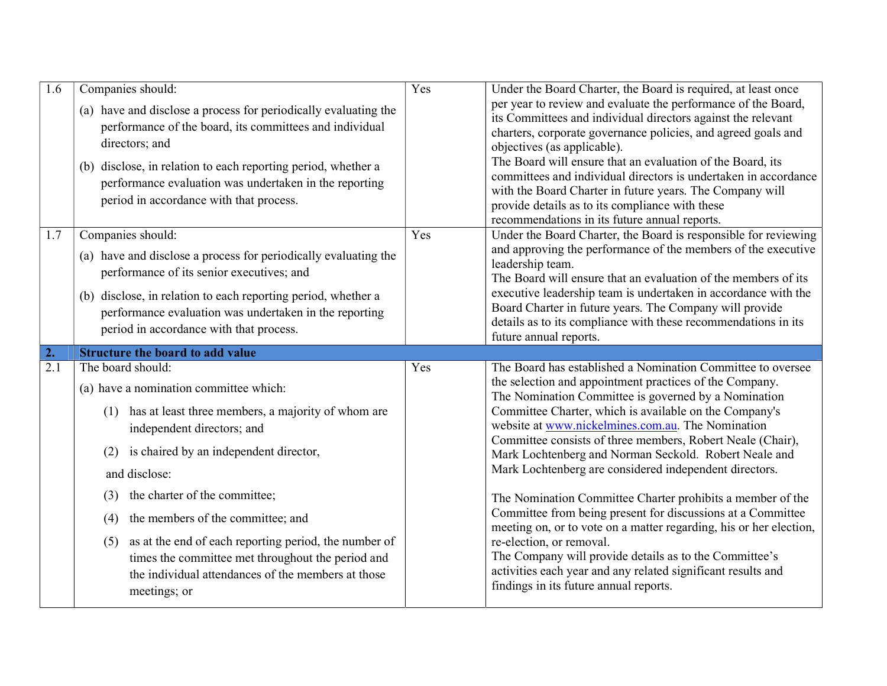| | | | |
|---|---|---|---|
| 1.6 | Companies should:<br>(a) have and disclose a process for periodically evaluating the performance of the board, its committees and individual directors; and<br>(b) disclose, in relation to each reporting period, whether a performance evaluation was undertaken in the reporting period in accordance with that process. | Yes | Under the Board Charter, the Board is required, at least once per year to review and evaluate the performance of the Board, its Committees and individual directors against the relevant charters, corporate governance policies, and agreed goals and objectives (as applicable).<br>The Board will ensure that an evaluation of the Board, its committees and individual directors is undertaken in accordance with the Board Charter in future years. The Company will provide details as to its compliance with these recommendations in its future annual reports. |
| 1.7 | Companies should:<br>(a) have and disclose a process for periodically evaluating the performance of its senior executives; and<br>(b) disclose, in relation to each reporting period, whether a performance evaluation was undertaken in the reporting period in accordance with that process. | Yes | Under the Board Charter, the Board is responsible for reviewing and approving the performance of the members of the executive leadership team.<br>The Board will ensure that an evaluation of the members of its executive leadership team is undertaken in accordance with the Board Charter in future years. The Company will provide details as to its compliance with these recommendations in its future annual reports. |
| **2.** | **Structure the board to add value** | | |
| 2.1 | The board should:<br>(a) have a nomination committee which:<br>(1) has at least three members, a majority of whom are independent directors; and<br>(2) is chaired by an independent director,<br>and disclose:<br>(3) the charter of the committee;<br>(4) the members of the committee; and<br>(5) as at the end of each reporting period, the number of times the committee met throughout the period and the individual attendances of the members at those meetings; or | Yes | The Board has established a Nomination Committee to oversee the selection and appointment practices of the Company.<br>The Nomination Committee is governed by a Nomination Committee Charter, which is available on the Company's website at [www.nickelmines.com.au](http://www.nickelmines.com.au). The Nomination Committee consists of three members, Robert Neale (Chair), Mark Lochtenberg and Norman Seckold. Robert Neale and Mark Lochtenberg are considered independent directors.<br><br>The Nomination Committee Charter prohibits a member of the Committee from being present for discussions at a Committee meeting on, or to vote on a matter regarding, his or her election, re-election, or removal.<br>The Company will provide details as to the Committee's activities each year and any related significant results and findings in its future annual reports. |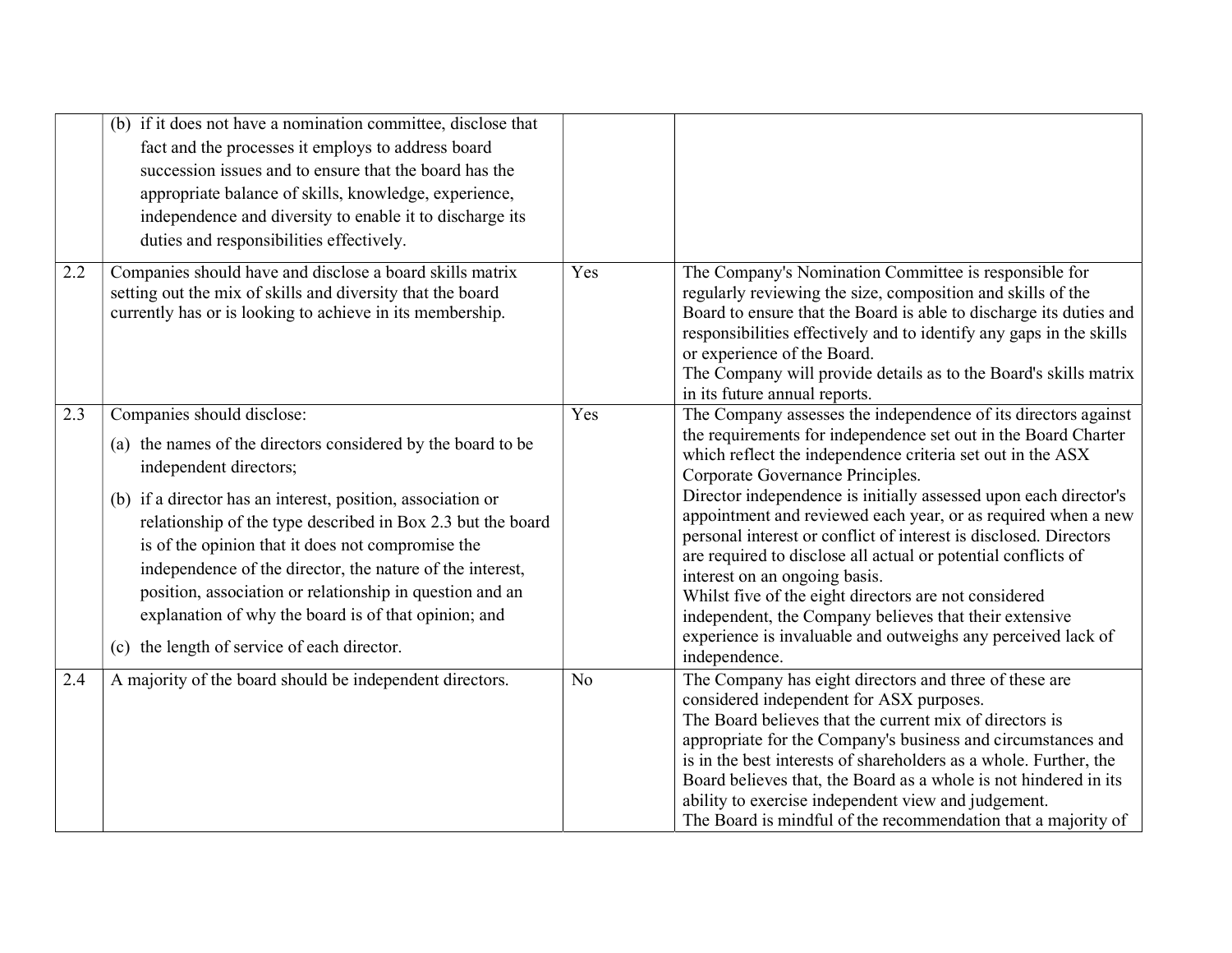| | | | |
|---|---|---|---|
| | (b) if it does not have a nomination committee, disclose that fact and the processes it employs to address board succession issues and to ensure that the board has the appropriate balance of skills, knowledge, experience, independence and diversity to enable it to discharge its duties and responsibilities effectively. | | |
| 2.2 | Companies should have and disclose a board skills matrix setting out the mix of skills and diversity that the board currently has or is looking to achieve in its membership. | Yes | The Company's Nomination Committee is responsible for regularly reviewing the size, composition and skills of the Board to ensure that the Board is able to discharge its duties and responsibilities effectively and to identify any gaps in the skills or experience of the Board.<br>The Company will provide details as to the Board's skills matrix in its future annual reports. |
| 2.3 | Companies should disclose:<br>(a) the names of the directors considered by the board to be independent directors;<br>(b) if a director has an interest, position, association or relationship of the type described in Box 2.3 but the board is of the opinion that it does not compromise the independence of the director, the nature of the interest, position, association or relationship in question and an explanation of why the board is of that opinion; and<br>(c) the length of service of each director. | Yes | The Company assesses the independence of its directors against the requirements for independence set out in the Board Charter which reflect the independence criteria set out in the ASX Corporate Governance Principles.<br>Director independence is initially assessed upon each director's appointment and reviewed each year, or as required when a new personal interest or conflict of interest is disclosed. Directors are required to disclose all actual or potential conflicts of interest on an ongoing basis.<br>Whilst five of the eight directors are not considered independent, the Company believes that their extensive experience is invaluable and outweighs any perceived lack of independence. |
| 2.4 | A majority of the board should be independent directors. | No | The Company has eight directors and three of these are considered independent for ASX purposes.<br>The Board believes that the current mix of directors is appropriate for the Company's business and circumstances and is in the best interests of shareholders as a whole. Further, the Board believes that, the Board as a whole is not hindered in its ability to exercise independent view and judgement.<br>The Board is mindful of the recommendation that a majority of |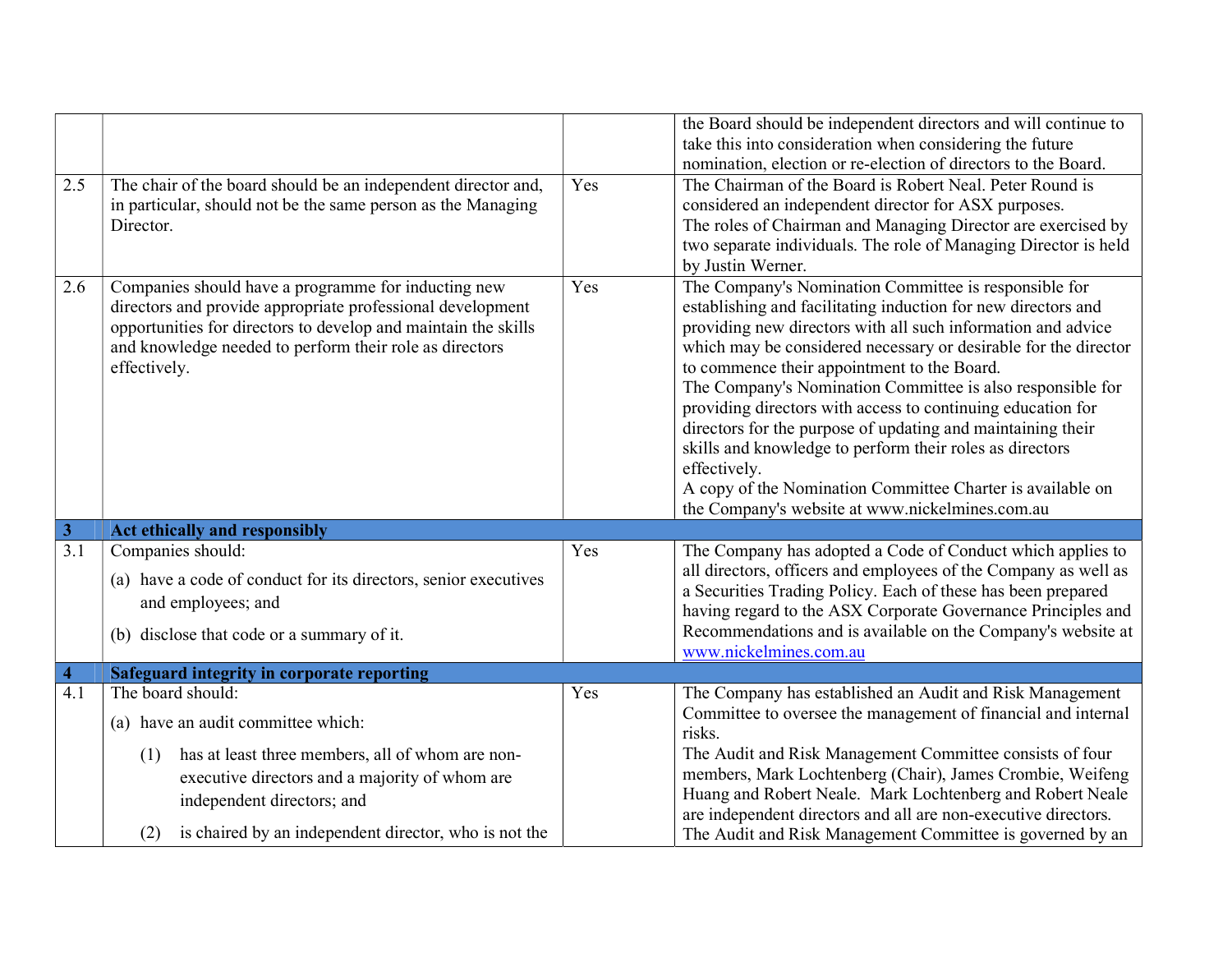| | | | |
|---|---|---|---|
| | | | the Board should be independent directors and will continue to take this into consideration when considering the future nomination, election or re-election of directors to the Board. |
| 2.5 | The chair of the board should be an independent director and, in particular, should not be the same person as the Managing Director. | Yes | The Chairman of the Board is Robert Neal. Peter Round is considered an independent director for ASX purposes.<br>The roles of Chairman and Managing Director are exercised by two separate individuals. The role of Managing Director is held by Justin Werner. |
| 2.6 | Companies should have a programme for inducting new directors and provide appropriate professional development opportunities for directors to develop and maintain the skills and knowledge needed to perform their role as directors effectively. | Yes | The Company's Nomination Committee is responsible for establishing and facilitating induction for new directors and providing new directors with all such information and advice which may be considered necessary or desirable for the director to commence their appointment to the Board.<br>The Company's Nomination Committee is also responsible for providing directors with access to continuing education for directors for the purpose of updating and maintaining their skills and knowledge to perform their roles as directors effectively.<br>A copy of the Nomination Committee Charter is available on the Company's website at www.nickelmines.com.au |
| **3** | **Act ethically and responsibly** | | |
| 3.1 | Companies should:<br>(a) have a code of conduct for its directors, senior executives and employees; and<br>(b) disclose that code or a summary of it. | Yes | The Company has adopted a Code of Conduct which applies to all directors, officers and employees of the Company as well as a Securities Trading Policy. Each of these has been prepared having regard to the ASX Corporate Governance Principles and Recommendations and is available on the Company's website at www.nickelmines.com.au |
| **4** | **Safeguard integrity in corporate reporting** | | |
| 4.1 | The board should:<br>(a) have an audit committee which:<br>(1) has at least three members, all of whom are non-executive directors and a majority of whom are independent directors; and<br>(2) is chaired by an independent director, who is not the | Yes | The Company has established an Audit and Risk Management Committee to oversee the management of financial and internal risks.<br>The Audit and Risk Management Committee consists of four members, Mark Lochtenberg (Chair), James Crombie, Weifeng Huang and Robert Neale. Mark Lochtenberg and Robert Neale are independent directors and all are non-executive directors.<br>The Audit and Risk Management Committee is governed by an |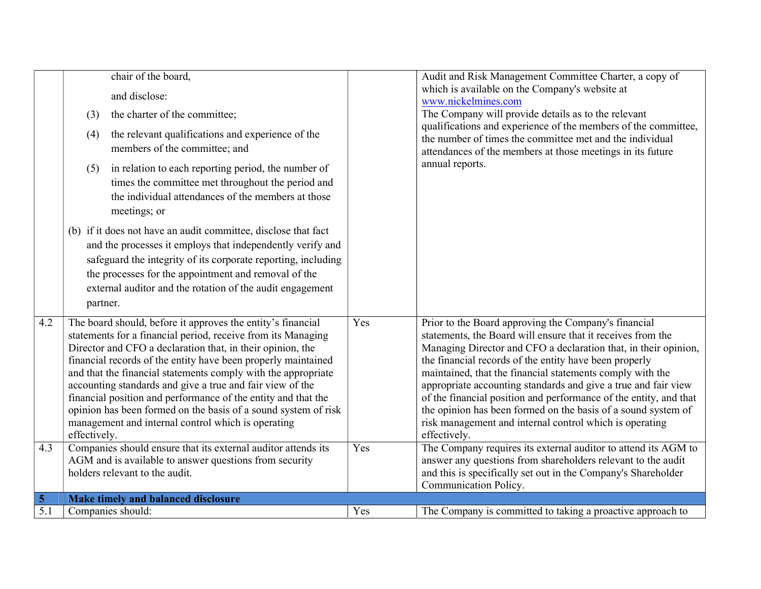| | | | |
|---|---|---|---|
| | chair of the board,<br><br>and disclose:<br><br>(3) the charter of the committee;<br><br>(4) the relevant qualifications and experience of the members of the committee; and<br><br>(5) in relation to each reporting period, the number of times the committee met throughout the period and the individual attendances of the members at those meetings; or<br><br>(b) if it does not have an audit committee, disclose that fact and the processes it employs that independently verify and safeguard the integrity of its corporate reporting, including the processes for the appointment and removal of the external auditor and the rotation of the audit engagement partner. | | Audit and Risk Management Committee Charter, a copy of which is available on the Company's website at www.nickelmines.com<br>The Company will provide details as to the relevant qualifications and experience of the members of the committee, the number of times the committee met and the individual attendances of the members at those meetings in its future annual reports. |
| 4.2 | The board should, before it approves the entity's financial statements for a financial period, receive from its Managing Director and CFO a declaration that, in their opinion, the financial records of the entity have been properly maintained and that the financial statements comply with the appropriate accounting standards and give a true and fair view of the financial position and performance of the entity and that the opinion has been formed on the basis of a sound system of risk management and internal control which is operating effectively. | Yes | Prior to the Board approving the Company's financial statements, the Board will ensure that it receives from the Managing Director and CFO a declaration that, in their opinion, the financial records of the entity have been properly maintained, that the financial statements comply with the appropriate accounting standards and give a true and fair view of the financial position and performance of the entity, and that the opinion has been formed on the basis of a sound system of risk management and internal control which is operating effectively. |
| 4.3 | Companies should ensure that its external auditor attends its AGM and is available to answer questions from security holders relevant to the audit. | Yes | The Company requires its external auditor to attend its AGM to answer any questions from shareholders relevant to the audit and this is specifically set out in the Company's Shareholder Communication Policy. |
| **5** | **Make timely and balanced disclosure** | | |
| 5.1 | Companies should: | Yes | The Company is committed to taking a proactive approach to |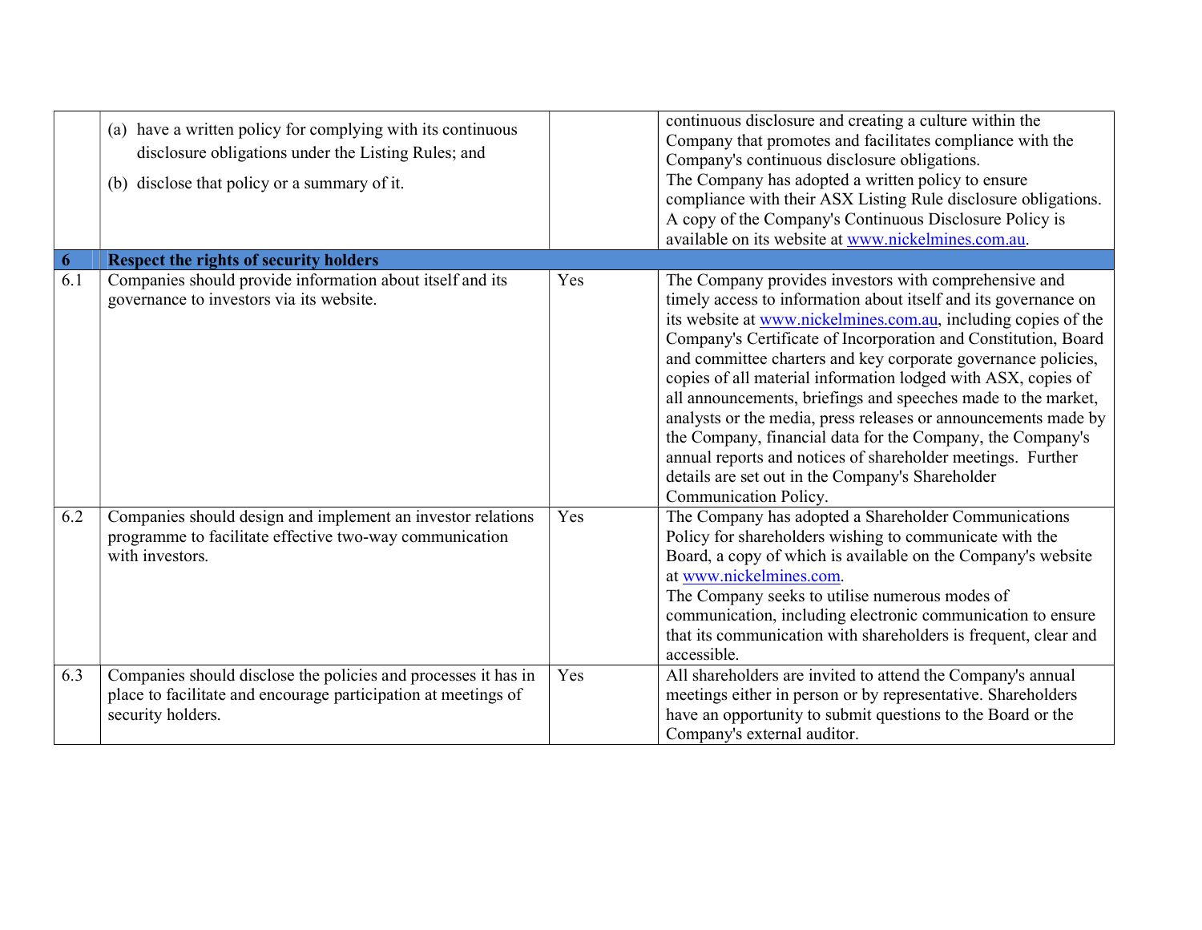| | | | |
|---|---|---|---|
| | (a) have a written policy for complying with its continuous disclosure obligations under the Listing Rules; and<br>(b) disclose that policy or a summary of it. | | continuous disclosure and creating a culture within the Company that promotes and facilitates compliance with the Company's continuous disclosure obligations.<br>The Company has adopted a written policy to ensure compliance with their ASX Listing Rule disclosure obligations. A copy of the Company's Continuous Disclosure Policy is available on its website at www.nickelmines.com.au. |
| **6** | **Respect the rights of security holders** | | |
| 6.1 | Companies should provide information about itself and its governance to investors via its website. | Yes | The Company provides investors with comprehensive and timely access to information about itself and its governance on its website at www.nickelmines.com.au, including copies of the Company's Certificate of Incorporation and Constitution, Board and committee charters and key corporate governance policies, copies of all material information lodged with ASX, copies of all announcements, briefings and speeches made to the market, analysts or the media, press releases or announcements made by the Company, financial data for the Company, the Company's annual reports and notices of shareholder meetings. Further details are set out in the Company's Shareholder Communication Policy. |
| 6.2 | Companies should design and implement an investor relations programme to facilitate effective two-way communication with investors. | Yes | The Company has adopted a Shareholder Communications Policy for shareholders wishing to communicate with the Board, a copy of which is available on the Company's website at www.nickelmines.com.<br>The Company seeks to utilise numerous modes of communication, including electronic communication to ensure that its communication with shareholders is frequent, clear and accessible. |
| 6.3 | Companies should disclose the policies and processes it has in place to facilitate and encourage participation at meetings of security holders. | Yes | All shareholders are invited to attend the Company's annual meetings either in person or by representative. Shareholders have an opportunity to submit questions to the Board or the Company's external auditor. |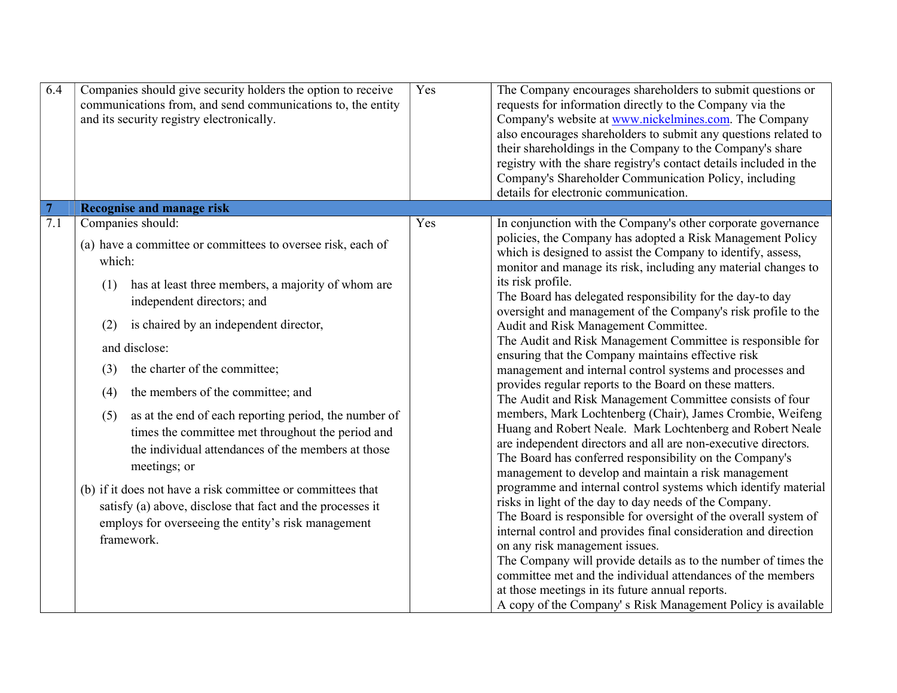| | | | |
|---|---|---|---|
| 6.4 | Companies should give security holders the option to receive communications from, and send communications to, the entity and its security registry electronically. | Yes | The Company encourages shareholders to submit questions or requests for information directly to the Company via the Company's website at www.nickelmines.com. The Company also encourages shareholders to submit any questions related to their shareholdings in the Company to the Company's share registry with the share registry's contact details included in the Company's Shareholder Communication Policy, including details for electronic communication. |
| **7** | **Recognise and manage risk** | | |
| 7.1 | Companies should:<br><br>(a) have a committee or committees to oversee risk, each of which:<br><br>(1) has at least three members, a majority of whom are independent directors; and<br><br>(2) is chaired by an independent director,<br><br>and disclose:<br><br>(3) the charter of the committee;<br><br>(4) the members of the committee; and<br><br>(5) as at the end of each reporting period, the number of times the committee met throughout the period and the individual attendances of the members at those meetings; or<br><br>(b) if it does not have a risk committee or committees that satisfy (a) above, disclose that fact and the processes it employs for overseeing the entity's risk management framework. | Yes | In conjunction with the Company's other corporate governance policies, the Company has adopted a Risk Management Policy which is designed to assist the Company to identify, assess, monitor and manage its risk, including any material changes to its risk profile.<br>The Board has delegated responsibility for the day-to day oversight and management of the Company's risk profile to the Audit and Risk Management Committee.<br>The Audit and Risk Management Committee is responsible for ensuring that the Company maintains effective risk management and internal control systems and processes and provides regular reports to the Board on these matters.<br>The Audit and Risk Management Committee consists of four members, Mark Lochtenberg (Chair), James Crombie, Weifeng Huang and Robert Neale. Mark Lochtenberg and Robert Neale are independent directors and all are non-executive directors.<br>The Board has conferred responsibility on the Company's management to develop and maintain a risk management programme and internal control systems which identify material risks in light of the day to day needs of the Company.<br>The Board is responsible for oversight of the overall system of internal control and provides final consideration and direction on any risk management issues.<br>The Company will provide details as to the number of times the committee met and the individual attendances of the members at those meetings in its future annual reports.<br>A copy of the Company' s Risk Management Policy is available |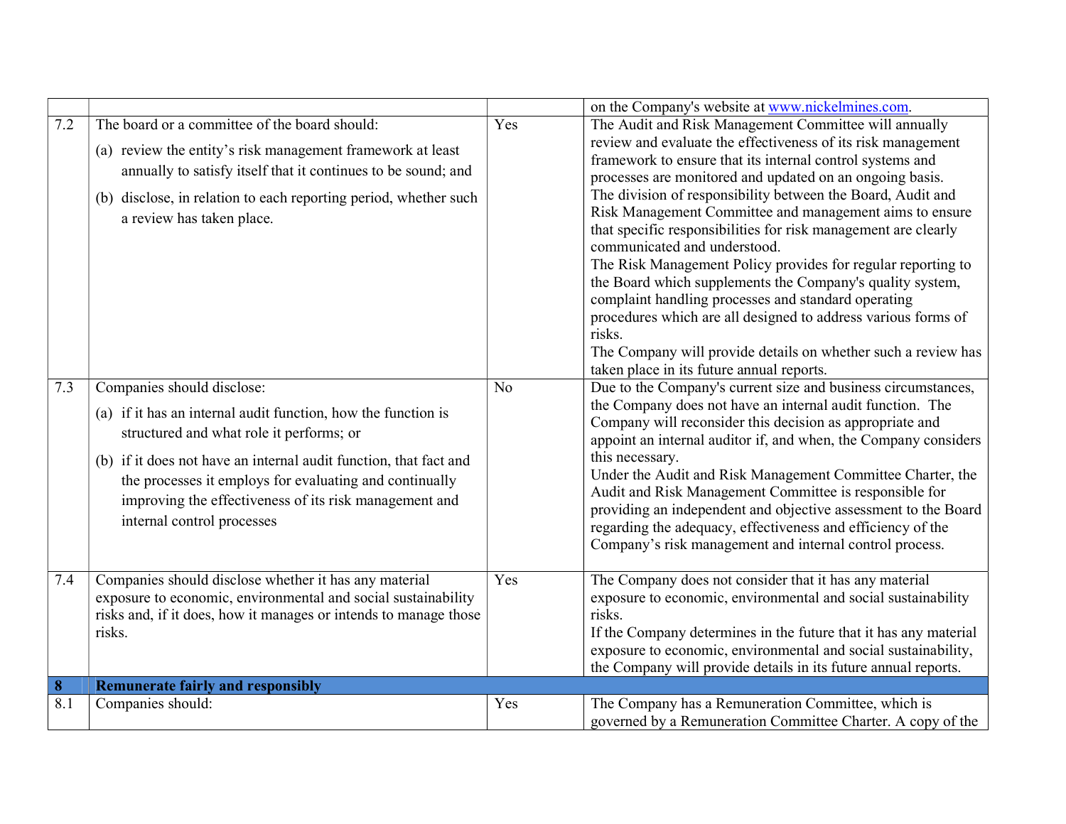|  |  |  |  |
|---|---|---|---|
|  |  |  | on the Company's website at www.nickelmines.com. |
| 7.2 | The board or a committee of the board should:<br>(a) review the entity's risk management framework at least annually to satisfy itself that it continues to be sound; and<br>(b) disclose, in relation to each reporting period, whether such a review has taken place. | Yes | The Audit and Risk Management Committee will annually review and evaluate the effectiveness of its risk management framework to ensure that its internal control systems and processes are monitored and updated on an ongoing basis.<br>The division of responsibility between the Board, Audit and Risk Management Committee and management aims to ensure that specific responsibilities for risk management are clearly communicated and understood.<br>The Risk Management Policy provides for regular reporting to the Board which supplements the Company's quality system, complaint handling processes and standard operating procedures which are all designed to address various forms of risks.<br>The Company will provide details on whether such a review has taken place in its future annual reports. |
| 7.3 | Companies should disclose:<br>(a) if it has an internal audit function, how the function is structured and what role it performs; or<br>(b) if it does not have an internal audit function, that fact and the processes it employs for evaluating and continually improving the effectiveness of its risk management and internal control processes | No | Due to the Company's current size and business circumstances, the Company does not have an internal audit function. The Company will reconsider this decision as appropriate and appoint an internal auditor if, and when, the Company considers this necessary.<br>Under the Audit and Risk Management Committee Charter, the Audit and Risk Management Committee is responsible for providing an independent and objective assessment to the Board regarding the adequacy, effectiveness and efficiency of the Company's risk management and internal control process. |
| 7.4 | Companies should disclose whether it has any material exposure to economic, environmental and social sustainability risks and, if it does, how it manages or intends to manage those risks. | Yes | The Company does not consider that it has any material exposure to economic, environmental and social sustainability risks.<br>If the Company determines in the future that it has any material exposure to economic, environmental and social sustainability, the Company will provide details in its future annual reports. |
| **8** | **Remunerate fairly and responsibly** |  |  |
| 8.1 | Companies should: | Yes | The Company has a Remuneration Committee, which is governed by a Remuneration Committee Charter. A copy of the |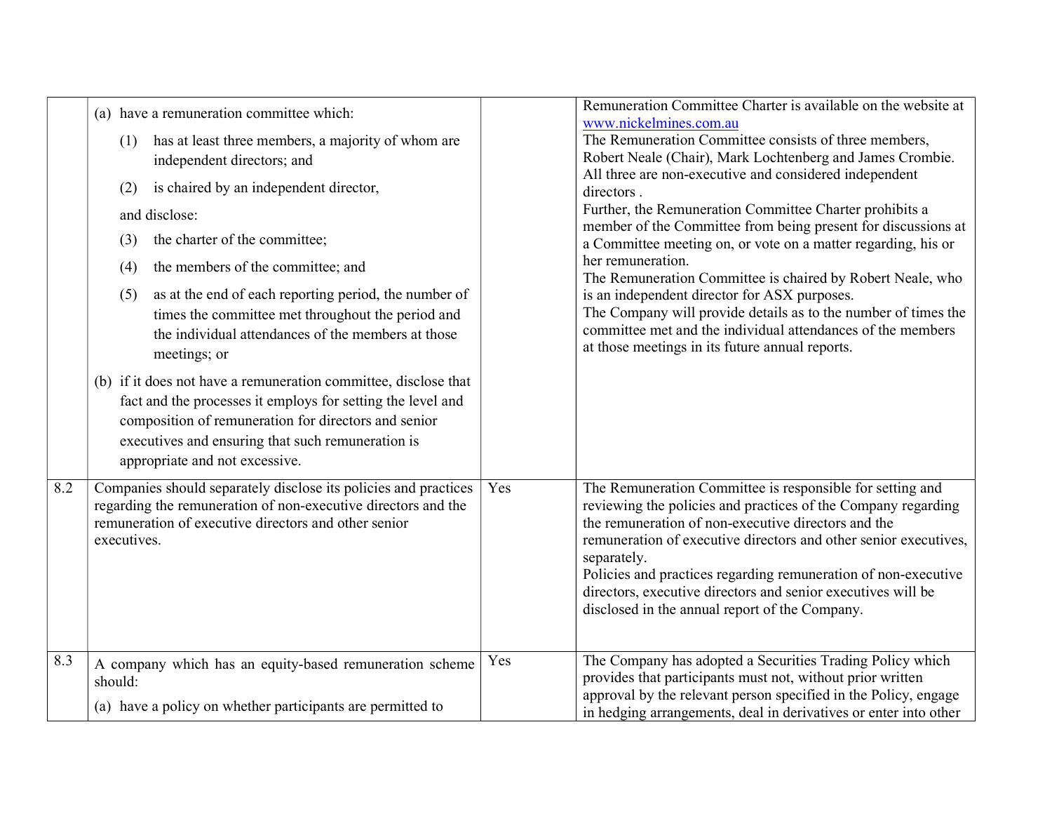| | | | |
|---|---|---|---|
| | (a) have a remuneration committee which:<br>(1) has at least three members, a majority of whom are independent directors; and<br>(2) is chaired by an independent director,<br>and disclose:<br>(3) the charter of the committee;<br>(4) the members of the committee; and<br>(5) as at the end of each reporting period, the number of times the committee met throughout the period and the individual attendances of the members at those meetings; or<br>(b) if it does not have a remuneration committee, disclose that fact and the processes it employs for setting the level and composition of remuneration for directors and senior executives and ensuring that such remuneration is appropriate and not excessive. | | Remuneration Committee Charter is available on the website at www.nickelmines.com.au<br>The Remuneration Committee consists of three members, Robert Neale (Chair), Mark Lochtenberg and James Crombie. All three are non-executive and considered independent directors .<br>Further, the Remuneration Committee Charter prohibits a member of the Committee from being present for discussions at a Committee meeting on, or vote on a matter regarding, his or her remuneration.<br>The Remuneration Committee is chaired by Robert Neale, who is an independent director for ASX purposes.<br>The Company will provide details as to the number of times the committee met and the individual attendances of the members at those meetings in its future annual reports. |
| 8.2 | Companies should separately disclose its policies and practices regarding the remuneration of non-executive directors and the remuneration of executive directors and other senior executives. | Yes | The Remuneration Committee is responsible for setting and reviewing the policies and practices of the Company regarding the remuneration of non-executive directors and the remuneration of executive directors and other senior executives, separately.<br>Policies and practices regarding remuneration of non-executive directors, executive directors and senior executives will be disclosed in the annual report of the Company. |
| 8.3 | A company which has an equity-based remuneration scheme should:<br>(a) have a policy on whether participants are permitted to | Yes | The Company has adopted a Securities Trading Policy which provides that participants must not, without prior written approval by the relevant person specified in the Policy, engage in hedging arrangements, deal in derivatives or enter into other |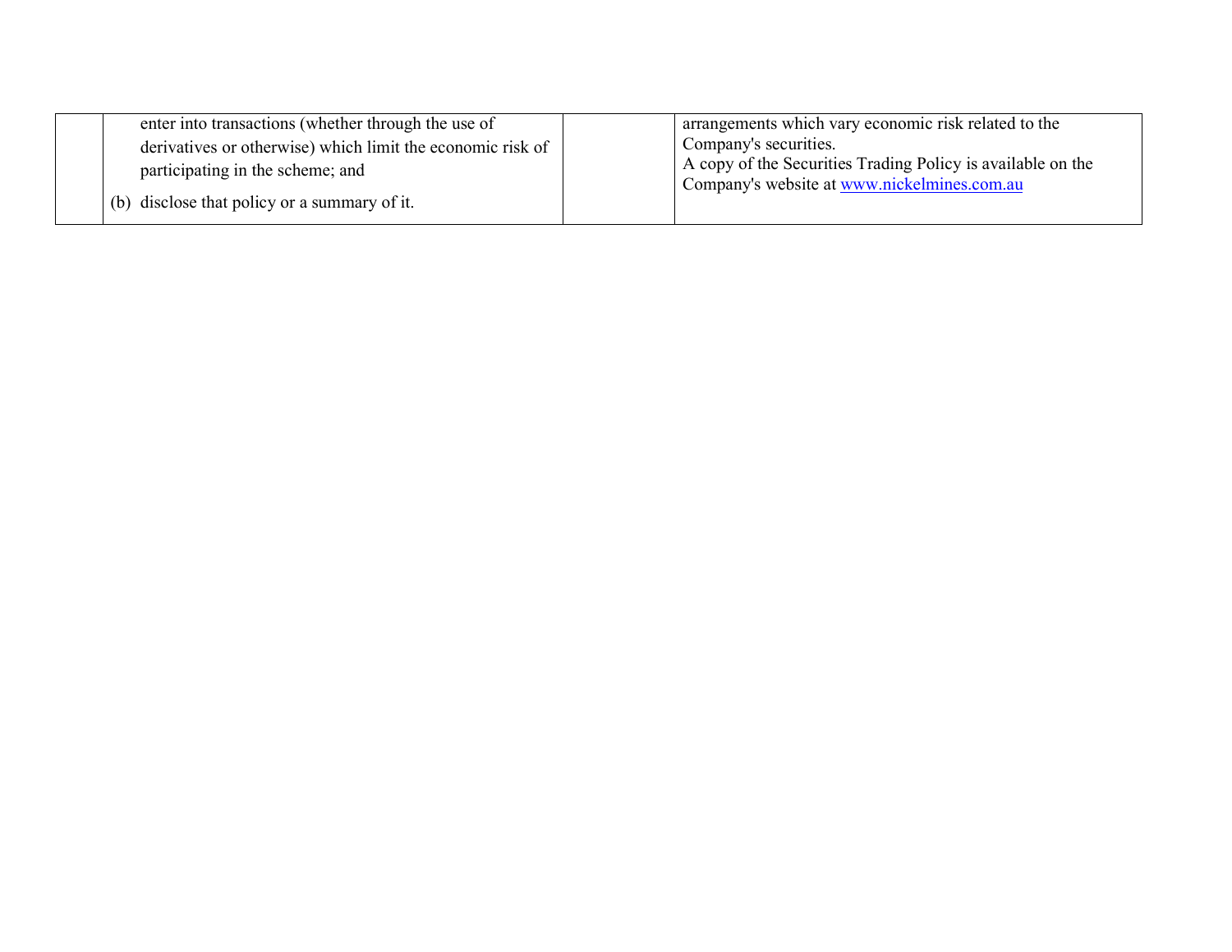| | | | |
|---|---|---|---|
| | enter into transactions (whether through the use of derivatives or otherwise) which limit the economic risk of participating in the scheme; and<br>(b) disclose that policy or a summary of it. | | arrangements which vary economic risk related to the Company's securities.<br>A copy of the Securities Trading Policy is available on the Company's website at www.nickelmines.com.au |